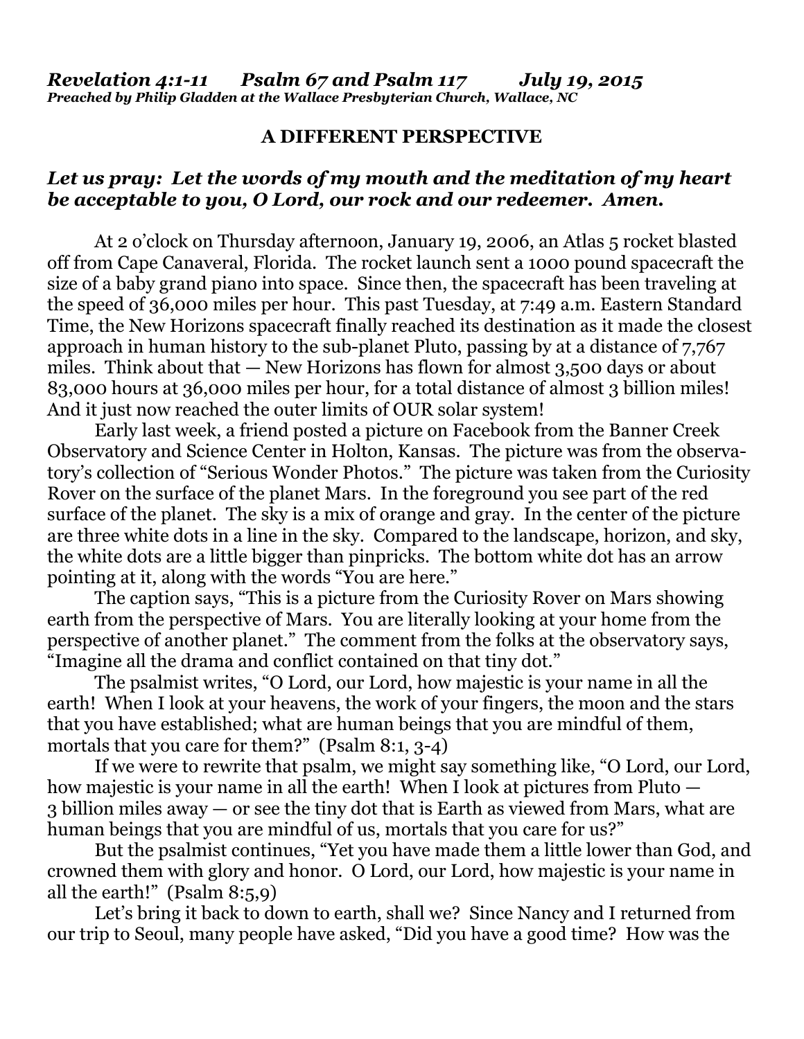***Revelation 4:1-11 Psalm 67 and Psalm 117 July 19, 2015***
***Preached by Philip Gladden at the Wallace Presbyterian Church, Wallace, NC***

## A DIFFERENT PERSPECTIVE

***Let us pray: Let the words of my mouth and the meditation of my heart be acceptable to you, O Lord, our rock and our redeemer. Amen.***

At 2 o'clock on Thursday afternoon, January 19, 2006, an Atlas 5 rocket blasted off from Cape Canaveral, Florida. The rocket launch sent a 1000 pound spacecraft the size of a baby grand piano into space. Since then, the spacecraft has been traveling at the speed of 36,000 miles per hour. This past Tuesday, at 7:49 a.m. Eastern Standard Time, the New Horizons spacecraft finally reached its destination as it made the closest approach in human history to the sub-planet Pluto, passing by at a distance of 7,767 miles. Think about that — New Horizons has flown for almost 3,500 days or about 83,000 hours at 36,000 miles per hour, for a total distance of almost 3 billion miles! And it just now reached the outer limits of OUR solar system!

Early last week, a friend posted a picture on Facebook from the Banner Creek Observatory and Science Center in Holton, Kansas. The picture was from the observatory's collection of "Serious Wonder Photos." The picture was taken from the Curiosity Rover on the surface of the planet Mars. In the foreground you see part of the red surface of the planet. The sky is a mix of orange and gray. In the center of the picture are three white dots in a line in the sky. Compared to the landscape, horizon, and sky, the white dots are a little bigger than pinpricks. The bottom white dot has an arrow pointing at it, along with the words "You are here."

The caption says, "This is a picture from the Curiosity Rover on Mars showing earth from the perspective of Mars. You are literally looking at your home from the perspective of another planet." The comment from the folks at the observatory says, "Imagine all the drama and conflict contained on that tiny dot."

The psalmist writes, "O Lord, our Lord, how majestic is your name in all the earth! When I look at your heavens, the work of your fingers, the moon and the stars that you have established; what are human beings that you are mindful of them, mortals that you care for them?" (Psalm 8:1, 3-4)

If we were to rewrite that psalm, we might say something like, "O Lord, our Lord, how majestic is your name in all the earth! When I look at pictures from Pluto — 3 billion miles away — or see the tiny dot that is Earth as viewed from Mars, what are human beings that you are mindful of us, mortals that you care for us?"

But the psalmist continues, "Yet you have made them a little lower than God, and crowned them with glory and honor. O Lord, our Lord, how majestic is your name in all the earth!" (Psalm 8:5,9)

Let's bring it back to down to earth, shall we? Since Nancy and I returned from our trip to Seoul, many people have asked, "Did you have a good time? How was the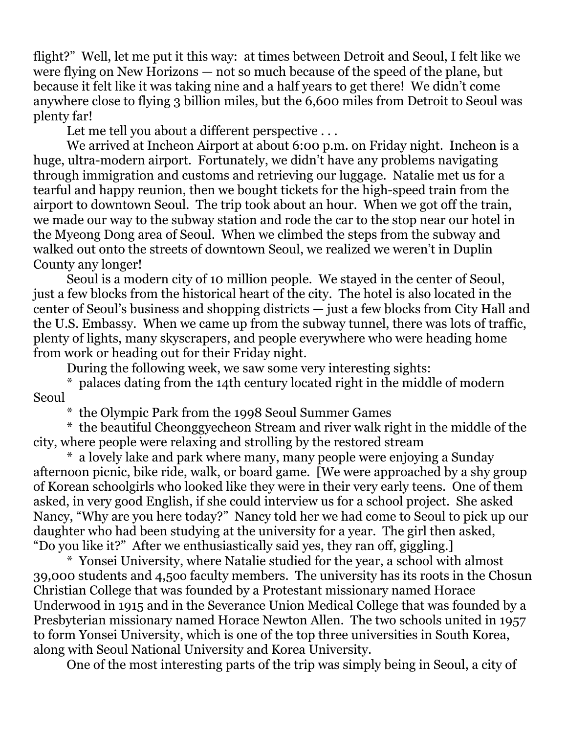flight?" Well, let me put it this way: at times between Detroit and Seoul, I felt like we were flying on New Horizons — not so much because of the speed of the plane, but because it felt like it was taking nine and a half years to get there! We didn't come anywhere close to flying 3 billion miles, but the 6,600 miles from Detroit to Seoul was plenty far!

Let me tell you about a different perspective . . .

We arrived at Incheon Airport at about 6:00 p.m. on Friday night. Incheon is a huge, ultra-modern airport. Fortunately, we didn't have any problems navigating through immigration and customs and retrieving our luggage. Natalie met us for a tearful and happy reunion, then we bought tickets for the high-speed train from the airport to downtown Seoul. The trip took about an hour. When we got off the train, we made our way to the subway station and rode the car to the stop near our hotel in the Myeong Dong area of Seoul. When we climbed the steps from the subway and walked out onto the streets of downtown Seoul, we realized we weren't in Duplin County any longer!

Seoul is a modern city of 10 million people. We stayed in the center of Seoul, just a few blocks from the historical heart of the city. The hotel is also located in the center of Seoul's business and shopping districts — just a few blocks from City Hall and the U.S. Embassy. When we came up from the subway tunnel, there was lots of traffic, plenty of lights, many skyscrapers, and people everywhere who were heading home from work or heading out for their Friday night.

During the following week, we saw some very interesting sights:

\* palaces dating from the 14th century located right in the middle of modern Seoul

\* the Olympic Park from the 1998 Seoul Summer Games

\* the beautiful Cheonggyecheon Stream and river walk right in the middle of the city, where people were relaxing and strolling by the restored stream

\* a lovely lake and park where many, many people were enjoying a Sunday afternoon picnic, bike ride, walk, or board game. [We were approached by a shy group of Korean schoolgirls who looked like they were in their very early teens. One of them asked, in very good English, if she could interview us for a school project. She asked Nancy, "Why are you here today?" Nancy told her we had come to Seoul to pick up our daughter who had been studying at the university for a year. The girl then asked, "Do you like it?" After we enthusiastically said yes, they ran off, giggling.]

\* Yonsei University, where Natalie studied for the year, a school with almost 39,000 students and 4,500 faculty members. The university has its roots in the Chosun Christian College that was founded by a Protestant missionary named Horace Underwood in 1915 and in the Severance Union Medical College that was founded by a Presbyterian missionary named Horace Newton Allen. The two schools united in 1957 to form Yonsei University, which is one of the top three universities in South Korea, along with Seoul National University and Korea University.

One of the most interesting parts of the trip was simply being in Seoul, a city of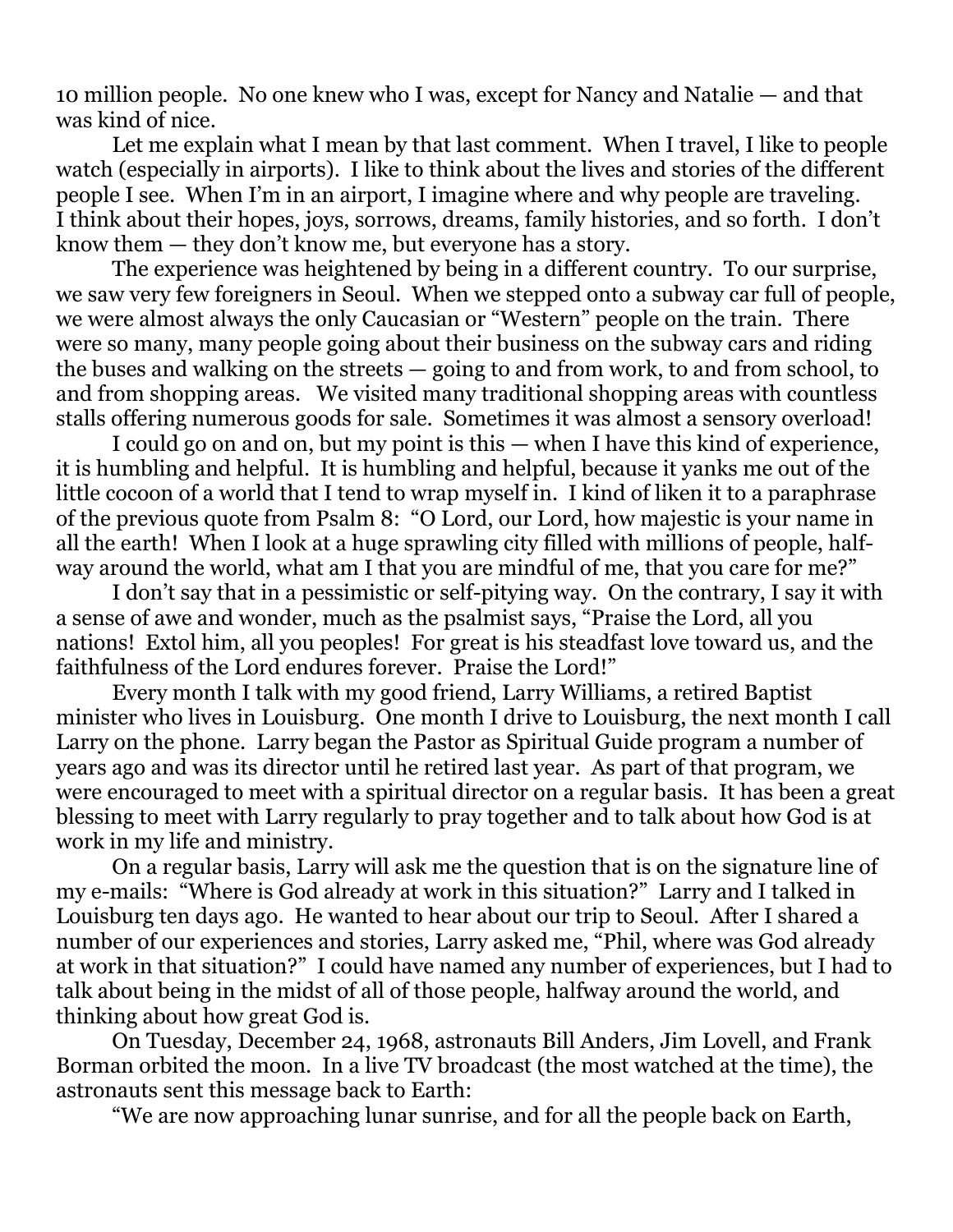10 million people. No one knew who I was, except for Nancy and Natalie — and that was kind of nice.

Let me explain what I mean by that last comment. When I travel, I like to people watch (especially in airports). I like to think about the lives and stories of the different people I see. When I'm in an airport, I imagine where and why people are traveling. I think about their hopes, joys, sorrows, dreams, family histories, and so forth. I don't know them — they don't know me, but everyone has a story.

The experience was heightened by being in a different country. To our surprise, we saw very few foreigners in Seoul. When we stepped onto a subway car full of people, we were almost always the only Caucasian or "Western" people on the train. There were so many, many people going about their business on the subway cars and riding the buses and walking on the streets — going to and from work, to and from school, to and from shopping areas. We visited many traditional shopping areas with countless stalls offering numerous goods for sale. Sometimes it was almost a sensory overload!

I could go on and on, but my point is this — when I have this kind of experience, it is humbling and helpful. It is humbling and helpful, because it yanks me out of the little cocoon of a world that I tend to wrap myself in. I kind of liken it to a paraphrase of the previous quote from Psalm 8: "O Lord, our Lord, how majestic is your name in all the earth! When I look at a huge sprawling city filled with millions of people, half-way around the world, what am I that you are mindful of me, that you care for me?"

I don't say that in a pessimistic or self-pitying way. On the contrary, I say it with a sense of awe and wonder, much as the psalmist says, "Praise the Lord, all you nations! Extol him, all you peoples! For great is his steadfast love toward us, and the faithfulness of the Lord endures forever. Praise the Lord!"

Every month I talk with my good friend, Larry Williams, a retired Baptist minister who lives in Louisburg. One month I drive to Louisburg, the next month I call Larry on the phone. Larry began the Pastor as Spiritual Guide program a number of years ago and was its director until he retired last year. As part of that program, we were encouraged to meet with a spiritual director on a regular basis. It has been a great blessing to meet with Larry regularly to pray together and to talk about how God is at work in my life and ministry.

On a regular basis, Larry will ask me the question that is on the signature line of my e-mails: "Where is God already at work in this situation?" Larry and I talked in Louisburg ten days ago. He wanted to hear about our trip to Seoul. After I shared a number of our experiences and stories, Larry asked me, "Phil, where was God already at work in that situation?" I could have named any number of experiences, but I had to talk about being in the midst of all of those people, halfway around the world, and thinking about how great God is.

On Tuesday, December 24, 1968, astronauts Bill Anders, Jim Lovell, and Frank Borman orbited the moon. In a live TV broadcast (the most watched at the time), the astronauts sent this message back to Earth:

"We are now approaching lunar sunrise, and for all the people back on Earth,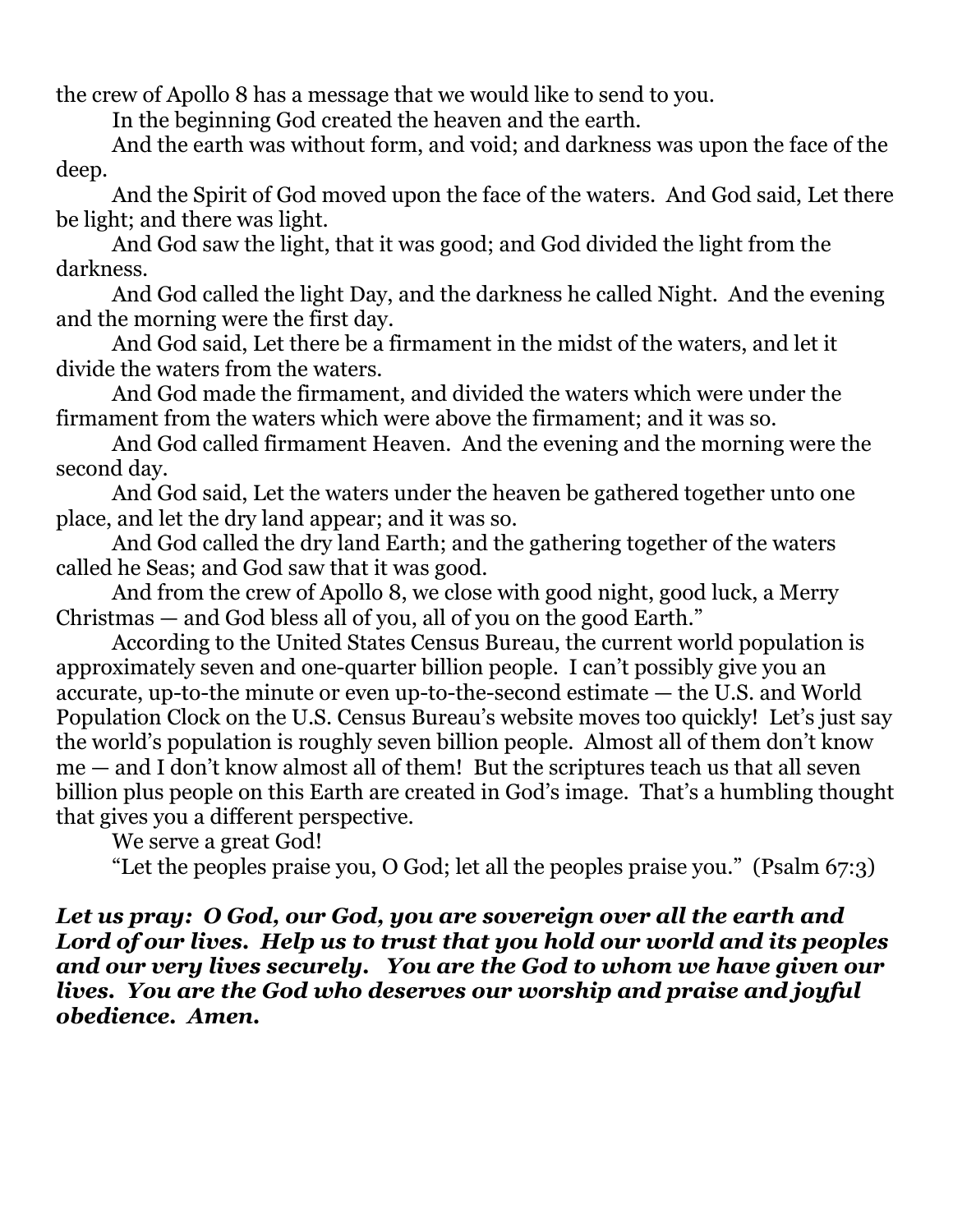the crew of Apollo 8 has a message that we would like to send to you.

In the beginning God created the heaven and the earth.

And the earth was without form, and void; and darkness was upon the face of the deep.

And the Spirit of God moved upon the face of the waters. And God said, Let there be light; and there was light.

And God saw the light, that it was good; and God divided the light from the darkness.

And God called the light Day, and the darkness he called Night. And the evening and the morning were the first day.

And God said, Let there be a firmament in the midst of the waters, and let it divide the waters from the waters.

And God made the firmament, and divided the waters which were under the firmament from the waters which were above the firmament; and it was so.

And God called firmament Heaven. And the evening and the morning were the second day.

And God said, Let the waters under the heaven be gathered together unto one place, and let the dry land appear; and it was so.

And God called the dry land Earth; and the gathering together of the waters called he Seas; and God saw that it was good.

And from the crew of Apollo 8, we close with good night, good luck, a Merry Christmas — and God bless all of you, all of you on the good Earth."

According to the United States Census Bureau, the current world population is approximately seven and one-quarter billion people. I can't possibly give you an accurate, up-to-the minute or even up-to-the-second estimate — the U.S. and World Population Clock on the U.S. Census Bureau's website moves too quickly! Let's just say the world's population is roughly seven billion people. Almost all of them don't know me — and I don't know almost all of them! But the scriptures teach us that all seven billion plus people on this Earth are created in God's image. That's a humbling thought that gives you a different perspective.

We serve a great God!

"Let the peoples praise you, O God; let all the peoples praise you." (Psalm 67:3)

***Let us pray: O God, our God, you are sovereign over all the earth and Lord of our lives. Help us to trust that you hold our world and its peoples and our very lives securely. You are the God to whom we have given our lives. You are the God who deserves our worship and praise and joyful obedience. Amen.***